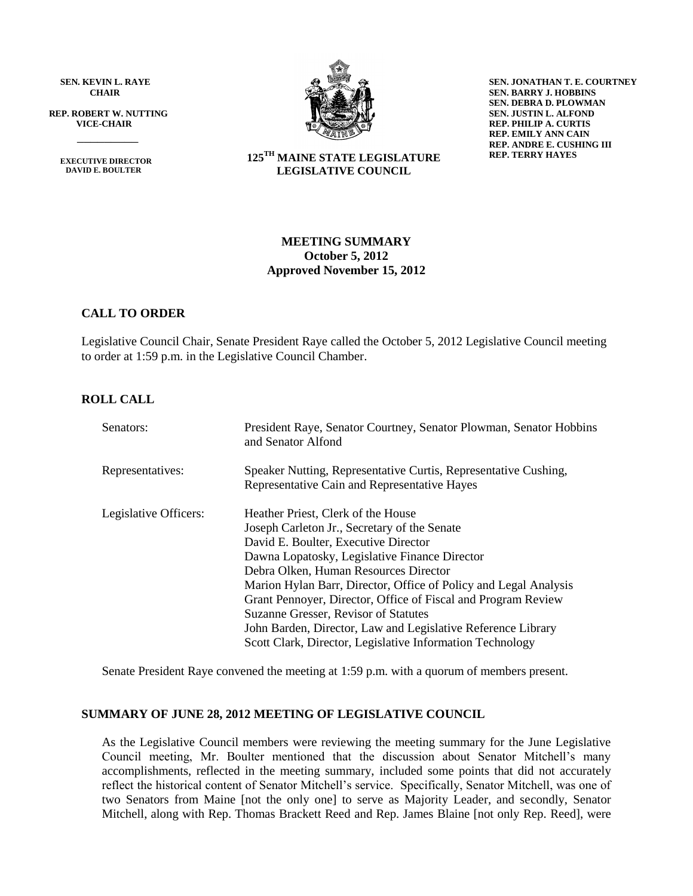**SEN. KEVIN L. RAYE**
**CHAIR**

**REP. ROBERT W. NUTTING**
**VICE-CHAIR**

**EXECUTIVE DIRECTOR**
**DAVID E. BOULTER**

**125[TH] MAINE STATE LEGISLATURE**
**LEGISLATIVE COUNCIL**

**SEN. JONATHAN T. E. COURTNEY**
**SEN. BARRY J. HOBBINS**
**SEN. DEBRA D. PLOWMAN**
**SEN. JUSTIN L. ALFOND**
**REP. PHILIP A. CURTIS**
**REP. EMILY ANN CAIN**
**REP. ANDRE E. CUSHING III**
**REP. TERRY HAYES**

# MEETING SUMMARY
**October 5, 2012**
**Approved November 15, 2012**

## CALL TO ORDER

Legislative Council Chair, Senate President Raye called the October 5, 2012 Legislative Council meeting to order at 1:59 p.m. in the Legislative Council Chamber.

## ROLL CALL

| | |
|---|---|
| Senators: | President Raye, Senator Courtney, Senator Plowman, Senator Hobbins and Senator Alfond |
| Representatives: | Speaker Nutting, Representative Curtis, Representative Cushing, Representative Cain and Representative Hayes |
| Legislative Officers: | Heather Priest, Clerk of the House<br>Joseph Carleton Jr., Secretary of the Senate<br>David E. Boulter, Executive Director<br>Dawna Lopatosky, Legislative Finance Director<br>Debra Olken, Human Resources Director<br>Marion Hylan Barr, Director, Office of Policy and Legal Analysis<br>Grant Pennoyer, Director, Office of Fiscal and Program Review<br>Suzanne Gresser, Revisor of Statutes<br>John Barden, Director, Law and Legislative Reference Library<br>Scott Clark, Director, Legislative Information Technology |

Senate President Raye convened the meeting at 1:59 p.m. with a quorum of members present.

## SUMMARY OF JUNE 28, 2012 MEETING OF LEGISLATIVE COUNCIL

As the Legislative Council members were reviewing the meeting summary for the June Legislative Council meeting, Mr. Boulter mentioned that the discussion about Senator Mitchell's many accomplishments, reflected in the meeting summary, included some points that did not accurately reflect the historical content of Senator Mitchell's service. Specifically, Senator Mitchell, was one of two Senators from Maine [not the only one] to serve as Majority Leader, and secondly, Senator Mitchell, along with Rep. Thomas Brackett Reed and Rep. James Blaine [not only Rep. Reed], were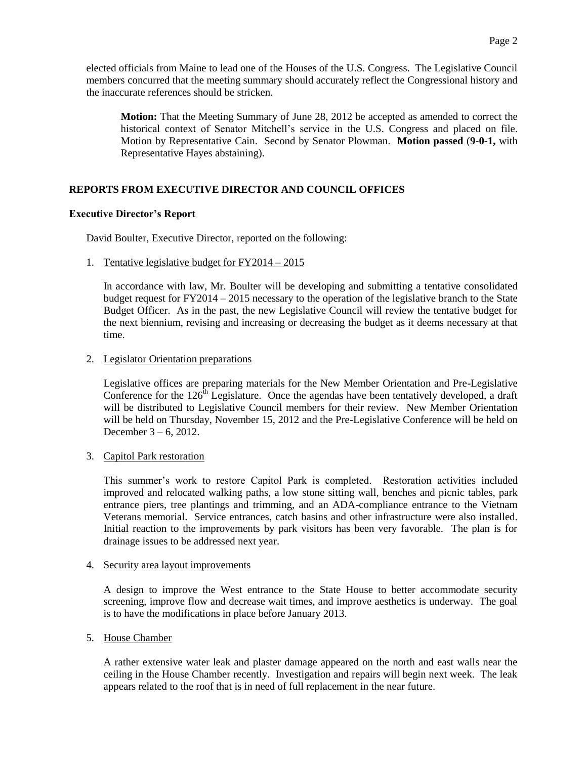elected officials from Maine to lead one of the Houses of the U.S. Congress. The Legislative Council members concurred that the meeting summary should accurately reflect the Congressional history and the inaccurate references should be stricken.

> **Motion:** That the Meeting Summary of June 28, 2012 be accepted as amended to correct the historical context of Senator Mitchell's service in the U.S. Congress and placed on file. Motion by Representative Cain. Second by Senator Plowman. **Motion passed** (**9-0-1,** with Representative Hayes abstaining).

## REPORTS FROM EXECUTIVE DIRECTOR AND COUNCIL OFFICES

### Executive Director's Report

David Boulter, Executive Director, reported on the following:

1. Tentative legislative budget for FY2014 – 2015

   In accordance with law, Mr. Boulter will be developing and submitting a tentative consolidated budget request for FY2014 – 2015 necessary to the operation of the legislative branch to the State Budget Officer. As in the past, the new Legislative Council will review the tentative budget for the next biennium, revising and increasing or decreasing the budget as it deems necessary at that time.

2. Legislator Orientation preparations

   Legislative offices are preparing materials for the New Member Orientation and Pre-Legislative Conference for the 126th Legislature. Once the agendas have been tentatively developed, a draft will be distributed to Legislative Council members for their review. New Member Orientation will be held on Thursday, November 15, 2012 and the Pre-Legislative Conference will be held on December 3 – 6, 2012.

3. Capitol Park restoration

   This summer's work to restore Capitol Park is completed. Restoration activities included improved and relocated walking paths, a low stone sitting wall, benches and picnic tables, park entrance piers, tree plantings and trimming, and an ADA-compliance entrance to the Vietnam Veterans memorial. Service entrances, catch basins and other infrastructure were also installed. Initial reaction to the improvements by park visitors has been very favorable. The plan is for drainage issues to be addressed next year.

4. Security area layout improvements

   A design to improve the West entrance to the State House to better accommodate security screening, improve flow and decrease wait times, and improve aesthetics is underway. The goal is to have the modifications in place before January 2013.

5. House Chamber

   A rather extensive water leak and plaster damage appeared on the north and east walls near the ceiling in the House Chamber recently. Investigation and repairs will begin next week. The leak appears related to the roof that is in need of full replacement in the near future.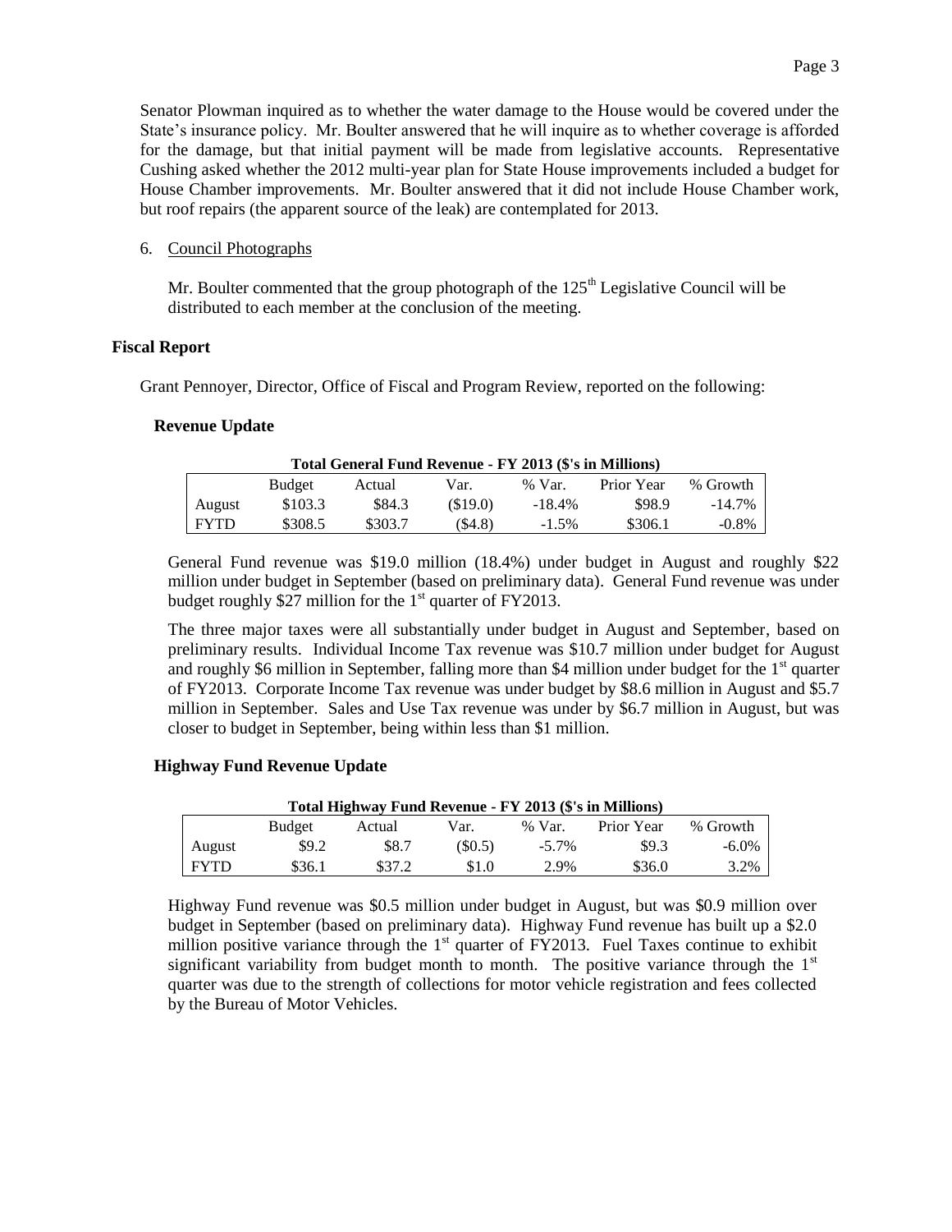Senator Plowman inquired as to whether the water damage to the House would be covered under the State's insurance policy. Mr. Boulter answered that he will inquire as to whether coverage is afforded for the damage, but that initial payment will be made from legislative accounts. Representative Cushing asked whether the 2012 multi-year plan for State House improvements included a budget for House Chamber improvements. Mr. Boulter answered that it did not include House Chamber work, but roof repairs (the apparent source of the leak) are contemplated for 2013.

6. Council Photographs

   Mr. Boulter commented that the group photograph of the 125th Legislative Council will be distributed to each member at the conclusion of the meeting.

## Fiscal Report

Grant Pennoyer, Director, Office of Fiscal and Program Review, reported on the following:

### Revenue Update

**Total General Fund Revenue - FY 2013 ($'s in Millions)**

| | Budget | Actual | Var. | % Var. | Prior Year | % Growth |
|---|---|---|---|---|---|---|
| August | $103.3 | $84.3 | ($19.0) | -18.4% | $98.9 | -14.7% |
| FYTD | $308.5 | $303.7 | ($4.8) | -1.5% | $306.1 | -0.8% |

General Fund revenue was $19.0 million (18.4%) under budget in August and roughly $22 million under budget in September (based on preliminary data). General Fund revenue was under budget roughly $27 million for the 1st quarter of FY2013.

The three major taxes were all substantially under budget in August and September, based on preliminary results. Individual Income Tax revenue was $10.7 million under budget for August and roughly $6 million in September, falling more than $4 million under budget for the 1st quarter of FY2013. Corporate Income Tax revenue was under budget by $8.6 million in August and $5.7 million in September. Sales and Use Tax revenue was under by $6.7 million in August, but was closer to budget in September, being within less than $1 million.

### Highway Fund Revenue Update

**Total Highway Fund Revenue - FY 2013 ($'s in Millions)**

| | Budget | Actual | Var. | % Var. | Prior Year | % Growth |
|---|---|---|---|---|---|---|
| August | $9.2 | $8.7 | ($0.5) | -5.7% | $9.3 | -6.0% |
| FYTD | $36.1 | $37.2 | $1.0 | 2.9% | $36.0 | 3.2% |

Highway Fund revenue was $0.5 million under budget in August, but was $0.9 million over budget in September (based on preliminary data). Highway Fund revenue has built up a $2.0 million positive variance through the 1st quarter of FY2013. Fuel Taxes continue to exhibit significant variability from budget month to month. The positive variance through the 1st quarter was due to the strength of collections for motor vehicle registration and fees collected by the Bureau of Motor Vehicles.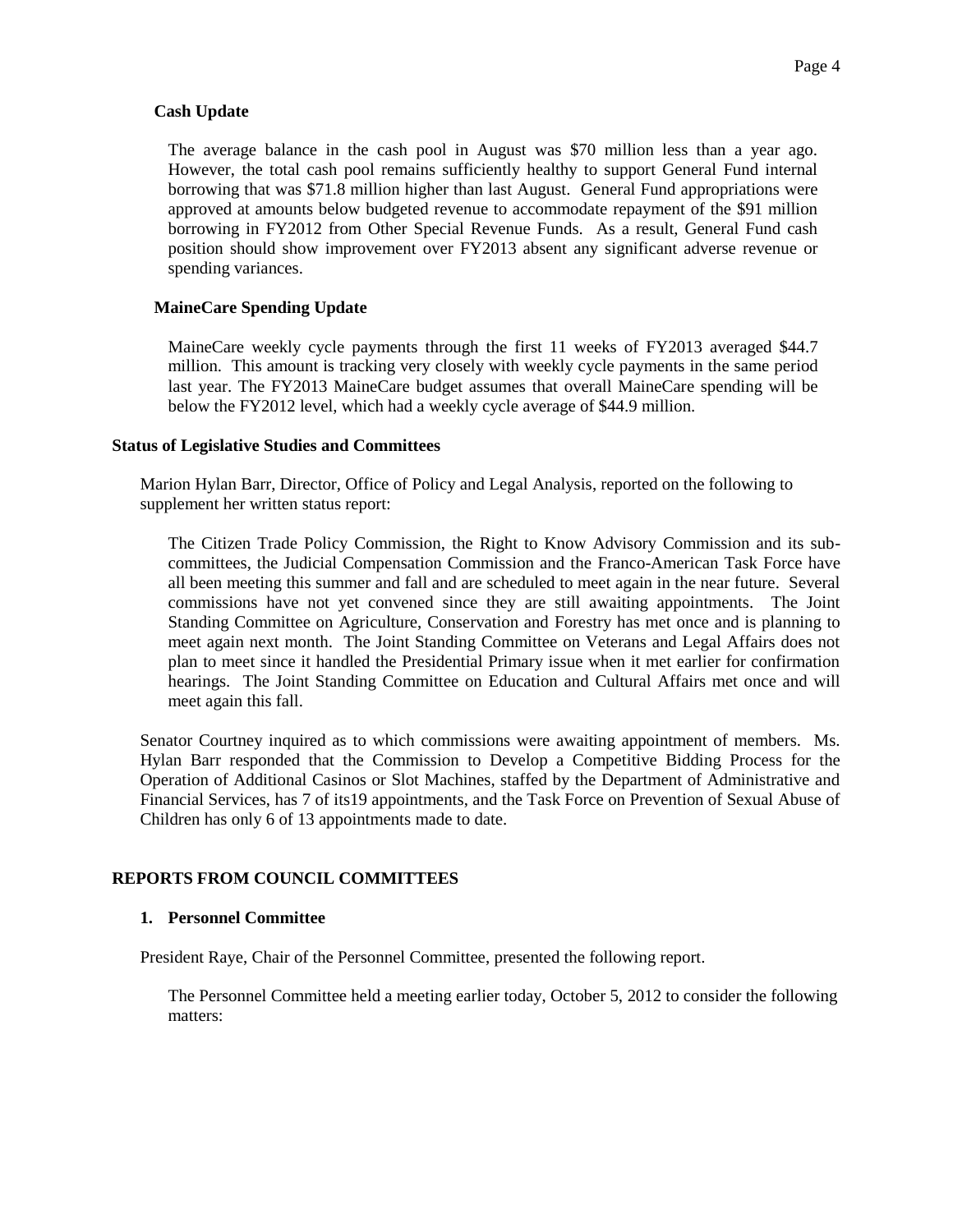### Cash Update

The average balance in the cash pool in August was $70 million less than a year ago. However, the total cash pool remains sufficiently healthy to support General Fund internal borrowing that was $71.8 million higher than last August. General Fund appropriations were approved at amounts below budgeted revenue to accommodate repayment of the $91 million borrowing in FY2012 from Other Special Revenue Funds. As a result, General Fund cash position should show improvement over FY2013 absent any significant adverse revenue or spending variances.

### MaineCare Spending Update

MaineCare weekly cycle payments through the first 11 weeks of FY2013 averaged $44.7 million. This amount is tracking very closely with weekly cycle payments in the same period last year. The FY2013 MaineCare budget assumes that overall MaineCare spending will be below the FY2012 level, which had a weekly cycle average of $44.9 million.

## Status of Legislative Studies and Committees

Marion Hylan Barr, Director, Office of Policy and Legal Analysis, reported on the following to supplement her written status report:

> The Citizen Trade Policy Commission, the Right to Know Advisory Commission and its sub-committees, the Judicial Compensation Commission and the Franco-American Task Force have all been meeting this summer and fall and are scheduled to meet again in the near future. Several commissions have not yet convened since they are still awaiting appointments. The Joint Standing Committee on Agriculture, Conservation and Forestry has met once and is planning to meet again next month. The Joint Standing Committee on Veterans and Legal Affairs does not plan to meet since it handled the Presidential Primary issue when it met earlier for confirmation hearings. The Joint Standing Committee on Education and Cultural Affairs met once and will meet again this fall.

Senator Courtney inquired as to which commissions were awaiting appointment of members. Ms. Hylan Barr responded that the Commission to Develop a Competitive Bidding Process for the Operation of Additional Casinos or Slot Machines, staffed by the Department of Administrative and Financial Services, has 7 of its19 appointments, and the Task Force on Prevention of Sexual Abuse of Children has only 6 of 13 appointments made to date.

## REPORTS FROM COUNCIL COMMITTEES

### 1. Personnel Committee

President Raye, Chair of the Personnel Committee, presented the following report.

> The Personnel Committee held a meeting earlier today, October 5, 2012 to consider the following matters: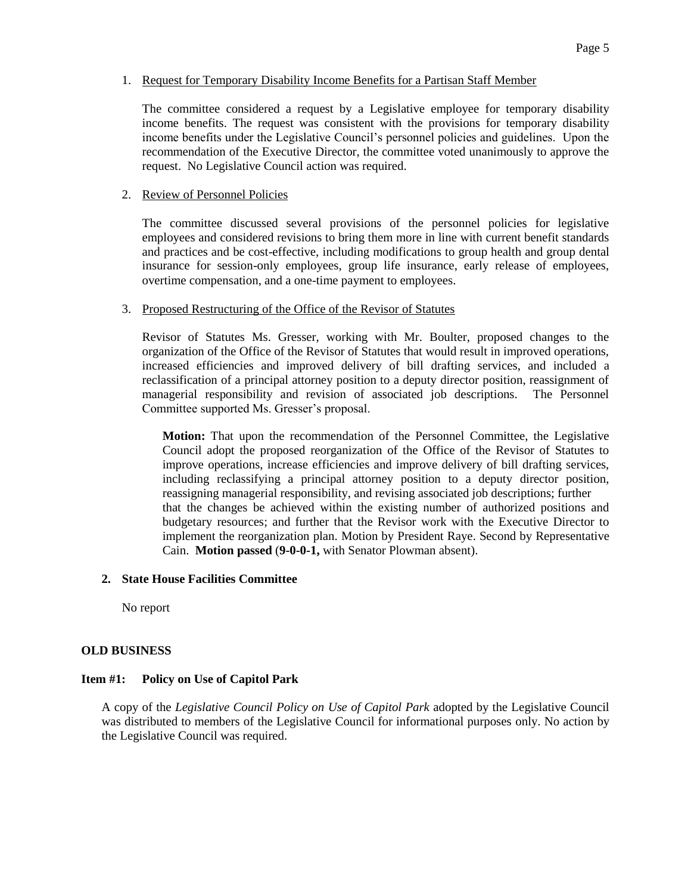1. Request for Temporary Disability Income Benefits for a Partisan Staff Member

   The committee considered a request by a Legislative employee for temporary disability income benefits. The request was consistent with the provisions for temporary disability income benefits under the Legislative Council's personnel policies and guidelines. Upon the recommendation of the Executive Director, the committee voted unanimously to approve the request. No Legislative Council action was required.

2. Review of Personnel Policies

   The committee discussed several provisions of the personnel policies for legislative employees and considered revisions to bring them more in line with current benefit standards and practices and be cost-effective, including modifications to group health and group dental insurance for session-only employees, group life insurance, early release of employees, overtime compensation, and a one-time payment to employees.

3. Proposed Restructuring of the Office of the Revisor of Statutes

   Revisor of Statutes Ms. Gresser, working with Mr. Boulter, proposed changes to the organization of the Office of the Revisor of Statutes that would result in improved operations, increased efficiencies and improved delivery of bill drafting services, and included a reclassification of a principal attorney position to a deputy director position, reassignment of managerial responsibility and revision of associated job descriptions. The Personnel Committee supported Ms. Gresser's proposal.

   **Motion:** That upon the recommendation of the Personnel Committee, the Legislative Council adopt the proposed reorganization of the Office of the Revisor of Statutes to improve operations, increase efficiencies and improve delivery of bill drafting services, including reclassifying a principal attorney position to a deputy director position, reassigning managerial responsibility, and revising associated job descriptions; further that the changes be achieved within the existing number of authorized positions and budgetary resources; and further that the Revisor work with the Executive Director to implement the reorganization plan. Motion by President Raye. Second by Representative Cain. **Motion passed** (**9-0-0-1,** with Senator Plowman absent).

**2. State House Facilities Committee**

No report

**OLD BUSINESS**

**Item #1: Policy on Use of Capitol Park**

A copy of the *Legislative Council Policy on Use of Capitol Park* adopted by the Legislative Council was distributed to members of the Legislative Council for informational purposes only. No action by the Legislative Council was required.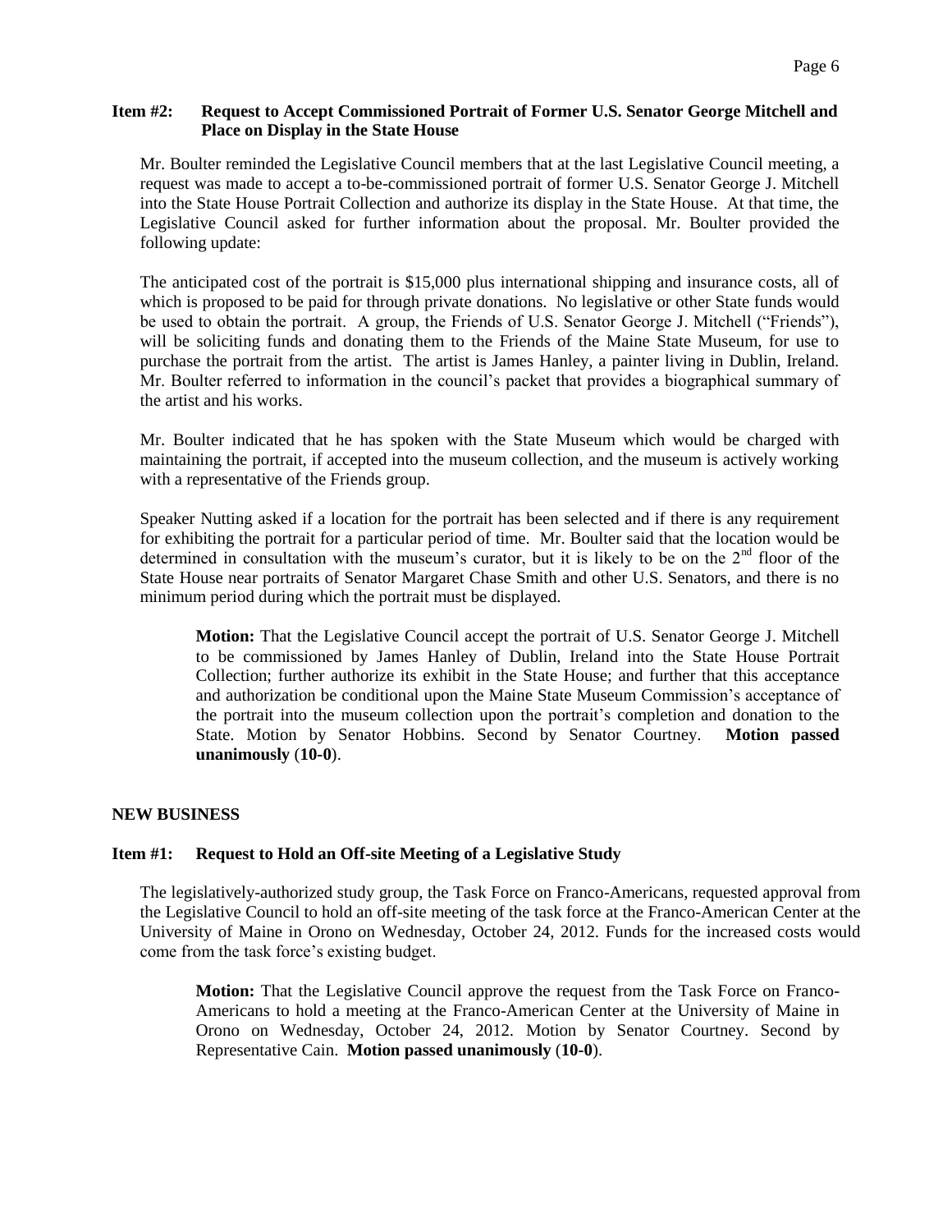**Item #2: Request to Accept Commissioned Portrait of Former U.S. Senator George Mitchell and Place on Display in the State House**

Mr. Boulter reminded the Legislative Council members that at the last Legislative Council meeting, a request was made to accept a to-be-commissioned portrait of former U.S. Senator George J. Mitchell into the State House Portrait Collection and authorize its display in the State House. At that time, the Legislative Council asked for further information about the proposal. Mr. Boulter provided the following update:

The anticipated cost of the portrait is $15,000 plus international shipping and insurance costs, all of which is proposed to be paid for through private donations. No legislative or other State funds would be used to obtain the portrait. A group, the Friends of U.S. Senator George J. Mitchell ("Friends"), will be soliciting funds and donating them to the Friends of the Maine State Museum, for use to purchase the portrait from the artist. The artist is James Hanley, a painter living in Dublin, Ireland. Mr. Boulter referred to information in the council's packet that provides a biographical summary of the artist and his works.

Mr. Boulter indicated that he has spoken with the State Museum which would be charged with maintaining the portrait, if accepted into the museum collection, and the museum is actively working with a representative of the Friends group.

Speaker Nutting asked if a location for the portrait has been selected and if there is any requirement for exhibiting the portrait for a particular period of time. Mr. Boulter said that the location would be determined in consultation with the museum's curator, but it is likely to be on the 2nd floor of the State House near portraits of Senator Margaret Chase Smith and other U.S. Senators, and there is no minimum period during which the portrait must be displayed.

> **Motion:** That the Legislative Council accept the portrait of U.S. Senator George J. Mitchell to be commissioned by James Hanley of Dublin, Ireland into the State House Portrait Collection; further authorize its exhibit in the State House; and further that this acceptance and authorization be conditional upon the Maine State Museum Commission's acceptance of the portrait into the museum collection upon the portrait's completion and donation to the State. Motion by Senator Hobbins. Second by Senator Courtney. **Motion passed unanimously** (**10-0**).

**NEW BUSINESS**

**Item #1: Request to Hold an Off-site Meeting of a Legislative Study**

The legislatively-authorized study group, the Task Force on Franco-Americans, requested approval from the Legislative Council to hold an off-site meeting of the task force at the Franco-American Center at the University of Maine in Orono on Wednesday, October 24, 2012. Funds for the increased costs would come from the task force's existing budget.

> **Motion:** That the Legislative Council approve the request from the Task Force on Franco-Americans to hold a meeting at the Franco-American Center at the University of Maine in Orono on Wednesday, October 24, 2012. Motion by Senator Courtney. Second by Representative Cain. **Motion passed unanimously** (**10-0**).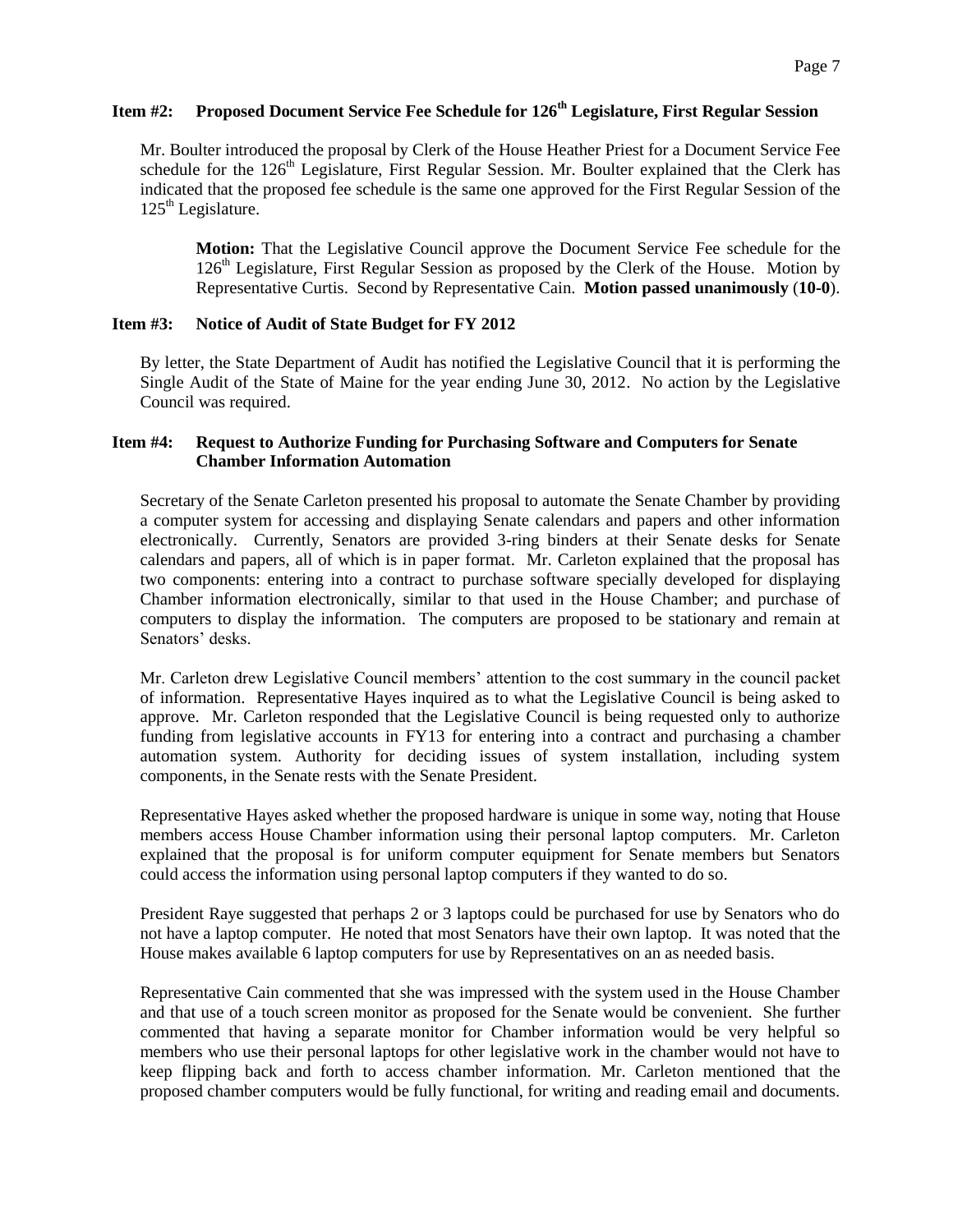### Item #2: Proposed Document Service Fee Schedule for 126th Legislature, First Regular Session

Mr. Boulter introduced the proposal by Clerk of the House Heather Priest for a Document Service Fee schedule for the 126th Legislature, First Regular Session. Mr. Boulter explained that the Clerk has indicated that the proposed fee schedule is the same one approved for the First Regular Session of the 125th Legislature.

> **Motion:** That the Legislative Council approve the Document Service Fee schedule for the 126th Legislature, First Regular Session as proposed by the Clerk of the House. Motion by Representative Curtis. Second by Representative Cain. **Motion passed unanimously** (**10-0**).

### Item #3: Notice of Audit of State Budget for FY 2012

By letter, the State Department of Audit has notified the Legislative Council that it is performing the Single Audit of the State of Maine for the year ending June 30, 2012. No action by the Legislative Council was required.

### Item #4: Request to Authorize Funding for Purchasing Software and Computers for Senate Chamber Information Automation

Secretary of the Senate Carleton presented his proposal to automate the Senate Chamber by providing a computer system for accessing and displaying Senate calendars and papers and other information electronically. Currently, Senators are provided 3-ring binders at their Senate desks for Senate calendars and papers, all of which is in paper format. Mr. Carleton explained that the proposal has two components: entering into a contract to purchase software specially developed for displaying Chamber information electronically, similar to that used in the House Chamber; and purchase of computers to display the information. The computers are proposed to be stationary and remain at Senators' desks.

Mr. Carleton drew Legislative Council members' attention to the cost summary in the council packet of information. Representative Hayes inquired as to what the Legislative Council is being asked to approve. Mr. Carleton responded that the Legislative Council is being requested only to authorize funding from legislative accounts in FY13 for entering into a contract and purchasing a chamber automation system. Authority for deciding issues of system installation, including system components, in the Senate rests with the Senate President.

Representative Hayes asked whether the proposed hardware is unique in some way, noting that House members access House Chamber information using their personal laptop computers. Mr. Carleton explained that the proposal is for uniform computer equipment for Senate members but Senators could access the information using personal laptop computers if they wanted to do so.

President Raye suggested that perhaps 2 or 3 laptops could be purchased for use by Senators who do not have a laptop computer. He noted that most Senators have their own laptop. It was noted that the House makes available 6 laptop computers for use by Representatives on an as needed basis.

Representative Cain commented that she was impressed with the system used in the House Chamber and that use of a touch screen monitor as proposed for the Senate would be convenient. She further commented that having a separate monitor for Chamber information would be very helpful so members who use their personal laptops for other legislative work in the chamber would not have to keep flipping back and forth to access chamber information. Mr. Carleton mentioned that the proposed chamber computers would be fully functional, for writing and reading email and documents.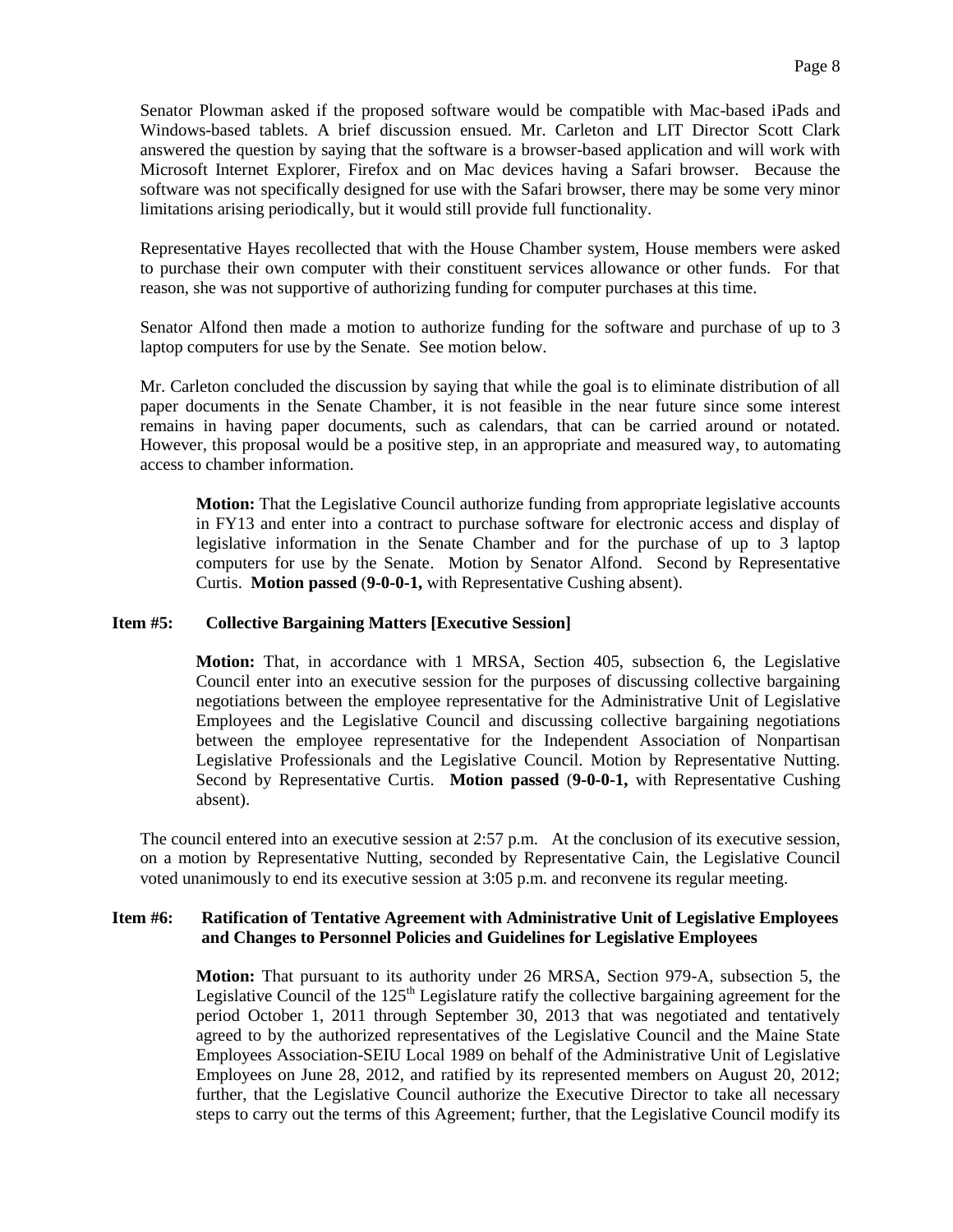Senator Plowman asked if the proposed software would be compatible with Mac-based iPads and Windows-based tablets. A brief discussion ensued. Mr. Carleton and LIT Director Scott Clark answered the question by saying that the software is a browser-based application and will work with Microsoft Internet Explorer, Firefox and on Mac devices having a Safari browser. Because the software was not specifically designed for use with the Safari browser, there may be some very minor limitations arising periodically, but it would still provide full functionality.

Representative Hayes recollected that with the House Chamber system, House members were asked to purchase their own computer with their constituent services allowance or other funds. For that reason, she was not supportive of authorizing funding for computer purchases at this time.

Senator Alfond then made a motion to authorize funding for the software and purchase of up to 3 laptop computers for use by the Senate. See motion below.

Mr. Carleton concluded the discussion by saying that while the goal is to eliminate distribution of all paper documents in the Senate Chamber, it is not feasible in the near future since some interest remains in having paper documents, such as calendars, that can be carried around or notated. However, this proposal would be a positive step, in an appropriate and measured way, to automating access to chamber information.

> **Motion:** That the Legislative Council authorize funding from appropriate legislative accounts in FY13 and enter into a contract to purchase software for electronic access and display of legislative information in the Senate Chamber and for the purchase of up to 3 laptop computers for use by the Senate. Motion by Senator Alfond. Second by Representative Curtis. **Motion passed** (**9-0-0-1,** with Representative Cushing absent).

### Item #5: Collective Bargaining Matters [Executive Session]

> **Motion:** That, in accordance with 1 MRSA, Section 405, subsection 6, the Legislative Council enter into an executive session for the purposes of discussing collective bargaining negotiations between the employee representative for the Administrative Unit of Legislative Employees and the Legislative Council and discussing collective bargaining negotiations between the employee representative for the Independent Association of Nonpartisan Legislative Professionals and the Legislative Council. Motion by Representative Nutting. Second by Representative Curtis. **Motion passed** (**9-0-0-1,** with Representative Cushing absent).

The council entered into an executive session at 2:57 p.m. At the conclusion of its executive session, on a motion by Representative Nutting, seconded by Representative Cain, the Legislative Council voted unanimously to end its executive session at 3:05 p.m. and reconvene its regular meeting.

### Item #6: Ratification of Tentative Agreement with Administrative Unit of Legislative Employees and Changes to Personnel Policies and Guidelines for Legislative Employees

> **Motion:** That pursuant to its authority under 26 MRSA, Section 979-A, subsection 5, the Legislative Council of the 125th Legislature ratify the collective bargaining agreement for the period October 1, 2011 through September 30, 2013 that was negotiated and tentatively agreed to by the authorized representatives of the Legislative Council and the Maine State Employees Association-SEIU Local 1989 on behalf of the Administrative Unit of Legislative Employees on June 28, 2012, and ratified by its represented members on August 20, 2012; further, that the Legislative Council authorize the Executive Director to take all necessary steps to carry out the terms of this Agreement; further, that the Legislative Council modify its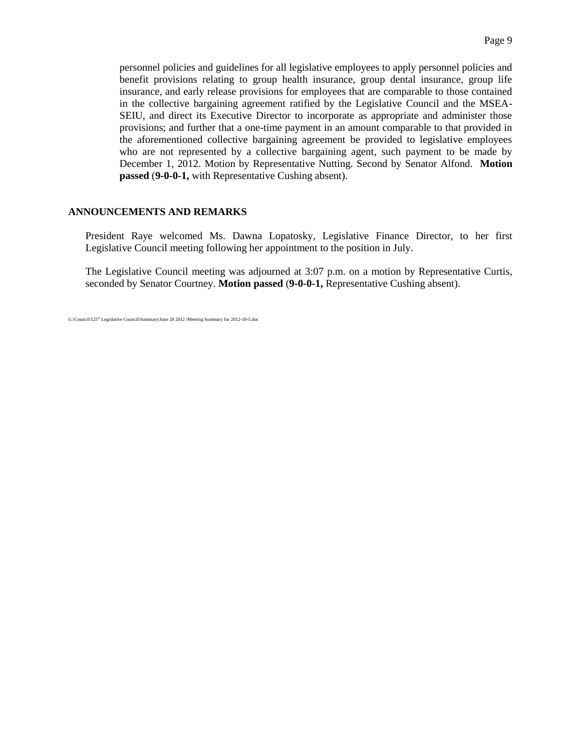personnel policies and guidelines for all legislative employees to apply personnel policies and benefit provisions relating to group health insurance, group dental insurance, group life insurance, and early release provisions for employees that are comparable to those contained in the collective bargaining agreement ratified by the Legislative Council and the MSEA-SEIU, and direct its Executive Director to incorporate as appropriate and administer those provisions; and further that a one-time payment in an amount comparable to that provided in the aforementioned collective bargaining agreement be provided to legislative employees who are not represented by a collective bargaining agent, such payment to be made by December 1, 2012. Motion by Representative Nutting. Second by Senator Alfond. **Motion passed** (**9-0-0-1,** with Representative Cushing absent).

## ANNOUNCEMENTS AND REMARKS

President Raye welcomed Ms. Dawna Lopatosky, Legislative Finance Director, to her first Legislative Council meeting following her appointment to the position in July.

The Legislative Council meeting was adjourned at 3:07 p.m. on a motion by Representative Curtis, seconded by Senator Courtney. **Motion passed** (**9-0-0-1,** Representative Cushing absent).

G:\Council\125th Legislative Council\Summary\June 28 2012 \Meeting Summary for 2012-10-5.doc